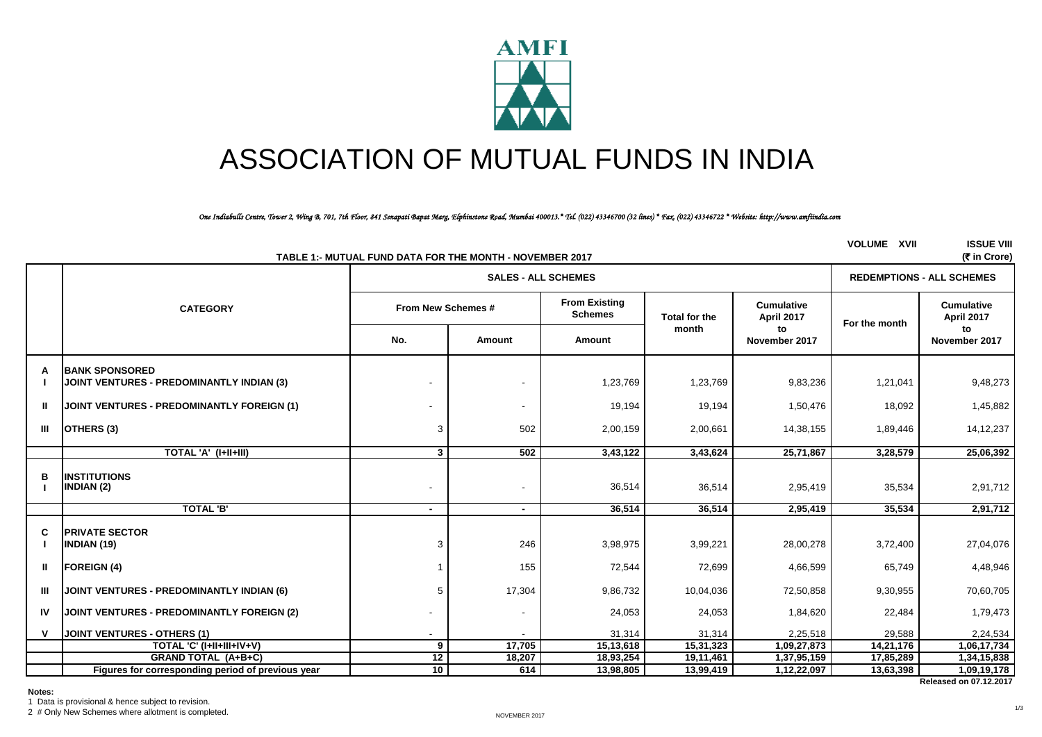# ASSOCIATION OF MUTUAL FUNDS IN INDIA

*One Indiabulls Centre, Tower 2, Wing B, 701, 7th Floor, 841 Senapati Bapat Marg, Elphinstone Road, Mumbai 400013.* Tel. (022) 43346700 (32 lines) * Fax. (022) 43346722 * Website: http://www.amfiindia.com*

VOLUME XVII ISSUE VIII

**TABLE 1:- MUTUAL FUND DATA FOR THE MONTH - NOVEMBER 2017** (₹ in Crore)

| | CATEGORY | SALES - ALL SCHEMES | | | | | REDEMPTIONS - ALL SCHEMES | |
|---|---|---|---|---|---|---|---|---|
| | | From New Schemes # | | From Existing Schemes | Total for the month | Cumulative April 2017 to November 2017 | For the month | Cumulative April 2017 to November 2017 |
| | | No. | Amount | Amount | | | | |
| **A** | **BANK SPONSORED** | | | | | | | |
| **I** | **JOINT VENTURES - PREDOMINANTLY INDIAN (3)** | - | - | 1,23,769 | 1,23,769 | 9,83,236 | 1,21,041 | 9,48,273 |
| **II** | **JOINT VENTURES - PREDOMINANTLY FOREIGN (1)** | - | - | 19,194 | 19,194 | 1,50,476 | 18,092 | 1,45,882 |
| **III** | **OTHERS (3)** | 3 | 502 | 2,00,159 | 2,00,661 | 14,38,155 | 1,89,446 | 14,12,237 |
| | **TOTAL 'A' (I+II+III)** | **3** | **502** | **3,43,122** | **3,43,624** | **25,71,867** | **3,28,579** | **25,06,392** |
| **B** | **INSTITUTIONS** | | | | | | | |
| **I** | **INDIAN (2)** | - | - | 36,514 | 36,514 | 2,95,419 | 35,534 | 2,91,712 |
| | **TOTAL 'B'** | **-** | **-** | **36,514** | **36,514** | **2,95,419** | **35,534** | **2,91,712** |
| **C** | **PRIVATE SECTOR** | | | | | | | |
| **I** | **INDIAN (19)** | 3 | 246 | 3,98,975 | 3,99,221 | 28,00,278 | 3,72,400 | 27,04,076 |
| **II** | **FOREIGN (4)** | 1 | 155 | 72,544 | 72,699 | 4,66,599 | 65,749 | 4,48,946 |
| **III** | **JOINT VENTURES - PREDOMINANTLY INDIAN (6)** | 5 | 17,304 | 9,86,732 | 10,04,036 | 72,50,858 | 9,30,955 | 70,60,705 |
| **IV** | **JOINT VENTURES - PREDOMINANTLY FOREIGN (2)** | - | - | 24,053 | 24,053 | 1,84,620 | 22,484 | 1,79,473 |
| **V** | **JOINT VENTURES - OTHERS (1)** | - | - | 31,314 | 31,314 | 2,25,518 | 29,588 | 2,24,534 |
| | **TOTAL 'C' (I+II+III+IV+V)** | **9** | **17,705** | **15,13,618** | **15,31,323** | **1,09,27,873** | **14,21,176** | **1,06,17,734** |
| | **GRAND TOTAL (A+B+C)** | **12** | **18,207** | **18,93,254** | **19,11,461** | **1,37,95,159** | **17,85,289** | **1,34,15,838** |
| | **Figures for corresponding period of previous year** | **10** | **614** | **13,98,805** | **13,99,419** | **1,12,22,097** | **13,63,398** | **1,09,19,178** |

**Released on 07.12.2017**

**Notes:**

1 Data is provisional & hence subject to revision.

2 # Only New Schemes where allotment is completed.

NOVEMBER 2017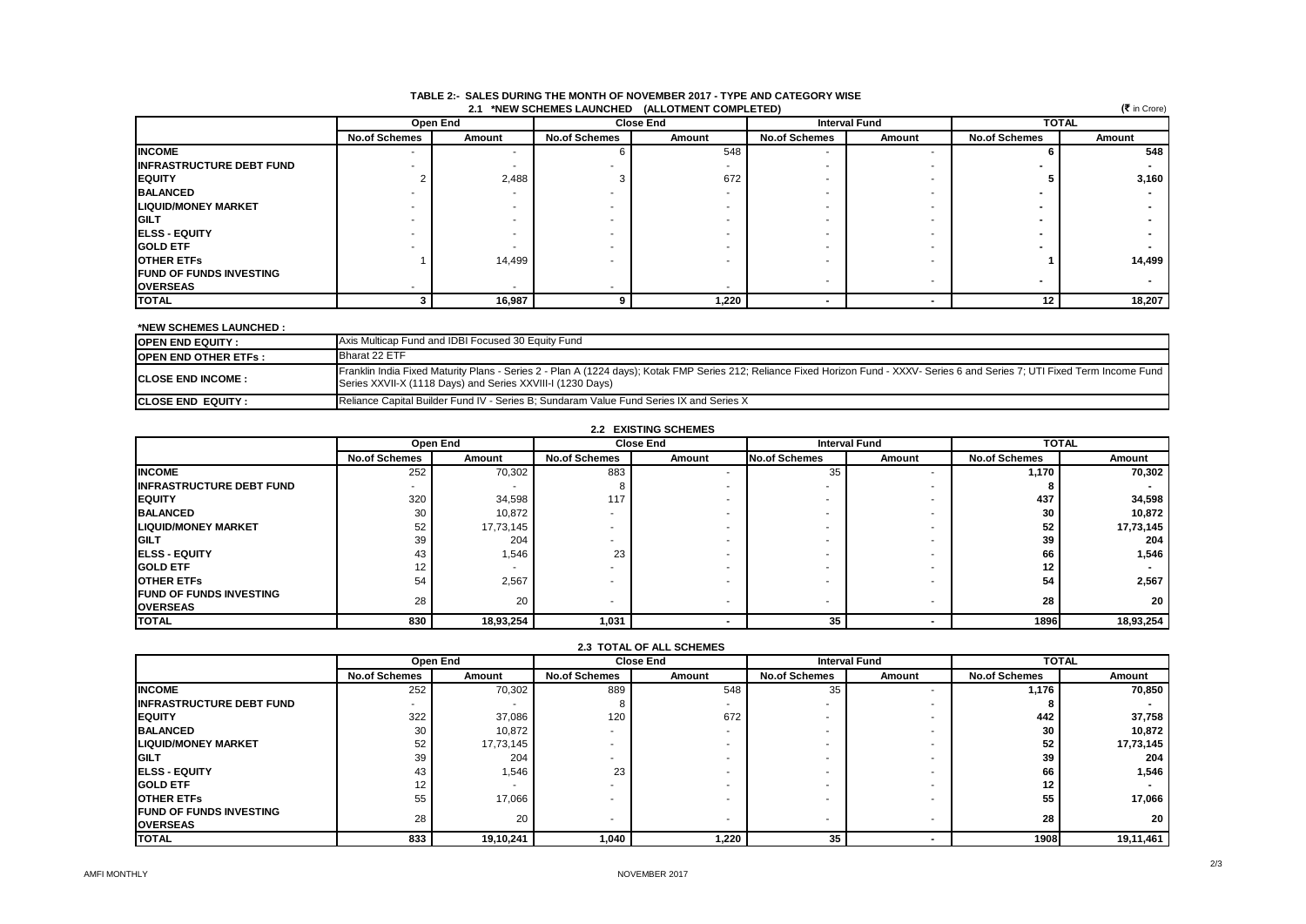# TABLE 2:- SALES DURING THE MONTH OF NOVEMBER 2017 - TYPE AND CATEGORY WISE

## 2.1 *NEW SCHEMES LAUNCHED (ALLOTMENT COMPLETED)

(₹ in Crore)

| | Open End | | Close End | | Interval Fund | | TOTAL | |
|---|---|---|---|---|---|---|---|---|
| | No.of Schemes | Amount | No.of Schemes | Amount | No.of Schemes | Amount | No.of Schemes | Amount |
| **INCOME** | - | - | 6 | 548 | - | - | 6 | 548 |
| **INFRASTRUCTURE DEBT FUND** | - | - | - | - | - | - | - | - |
| **EQUITY** | 2 | 2,488 | 3 | 672 | - | - | 5 | 3,160 |
| **BALANCED** | - | - | - | - | - | - | - | - |
| **LIQUID/MONEY MARKET** | - | - | - | - | - | - | - | - |
| **GILT** | - | - | - | - | - | - | - | - |
| **ELSS - EQUITY** | - | - | - | - | - | - | - | - |
| **GOLD ETF** | - | - | - | - | - | - | - | - |
| **OTHER ETFs** | 1 | 14,499 | - | - | - | - | 1 | 14,499 |
| **FUND OF FUNDS INVESTING OVERSEAS** | - | - | - | - | - | - | - | - |
| **TOTAL** | 3 | 16,987 | 9 | 1,220 | - | - | 12 | 18,207 |

**\*NEW SCHEMES LAUNCHED :**

| | |
|---|---|
| **OPEN END EQUITY :** | Axis Multicap Fund and IDBI Focused 30 Equity Fund |
| **OPEN END OTHER ETFs :** | Bharat 22 ETF |
| **CLOSE END INCOME :** | Franklin India Fixed Maturity Plans - Series 2 - Plan A (1224 days); Kotak FMP Series 212; Reliance Fixed Horizon Fund - XXXV- Series 6 and Series 7; UTI Fixed Term Income Fund Series XXVII-X (1118 Days) and Series XXVIII-I (1230 Days) |
| **CLOSE END EQUITY :** | Reliance Capital Builder Fund IV - Series B; Sundaram Value Fund Series IX and Series X |

## 2.2 EXISTING SCHEMES

| | Open End | | Close End | | Interval Fund | | TOTAL | |
|---|---|---|---|---|---|---|---|---|
| | No.of Schemes | Amount | No.of Schemes | Amount | No.of Schemes | Amount | No.of Schemes | Amount |
| **INCOME** | 252 | 70,302 | 883 | - | 35 | - | 1,170 | 70,302 |
| **INFRASTRUCTURE DEBT FUND** | - | - | 8 | - | - | - | 8 | - |
| **EQUITY** | 320 | 34,598 | 117 | - | - | - | 437 | 34,598 |
| **BALANCED** | 30 | 10,872 | - | - | - | - | 30 | 10,872 |
| **LIQUID/MONEY MARKET** | 52 | 17,73,145 | - | - | - | - | 52 | 17,73,145 |
| **GILT** | 39 | 204 | - | - | - | - | 39 | 204 |
| **ELSS - EQUITY** | 43 | 1,546 | 23 | - | - | - | 66 | 1,546 |
| **GOLD ETF** | 12 | - | - | - | - | - | 12 | - |
| **OTHER ETFs** | 54 | 2,567 | - | - | - | - | 54 | 2,567 |
| **FUND OF FUNDS INVESTING OVERSEAS** | 28 | 20 | - | - | - | - | 28 | 20 |
| **TOTAL** | 830 | 18,93,254 | 1,031 | - | 35 | - | 1896 | 18,93,254 |

## 2.3 TOTAL OF ALL SCHEMES

| | Open End | | Close End | | Interval Fund | | TOTAL | |
|---|---|---|---|---|---|---|---|---|
| | No.of Schemes | Amount | No.of Schemes | Amount | No.of Schemes | Amount | No.of Schemes | Amount |
| **INCOME** | 252 | 70,302 | 889 | 548 | 35 | - | 1,176 | 70,850 |
| **INFRASTRUCTURE DEBT FUND** | - | - | 8 | - | - | - | 8 | - |
| **EQUITY** | 322 | 37,086 | 120 | 672 | - | - | 442 | 37,758 |
| **BALANCED** | 30 | 10,872 | - | - | - | - | 30 | 10,872 |
| **LIQUID/MONEY MARKET** | 52 | 17,73,145 | - | - | - | - | 52 | 17,73,145 |
| **GILT** | 39 | 204 | - | - | - | - | 39 | 204 |
| **ELSS - EQUITY** | 43 | 1,546 | 23 | - | - | - | 66 | 1,546 |
| **GOLD ETF** | 12 | - | - | - | - | - | 12 | - |
| **OTHER ETFs** | 55 | 17,066 | - | - | - | - | 55 | 17,066 |
| **FUND OF FUNDS INVESTING OVERSEAS** | 28 | 20 | - | - | - | - | 28 | 20 |
| **TOTAL** | 833 | 19,10,241 | 1,040 | 1,220 | 35 | - | 1908 | 19,11,461 |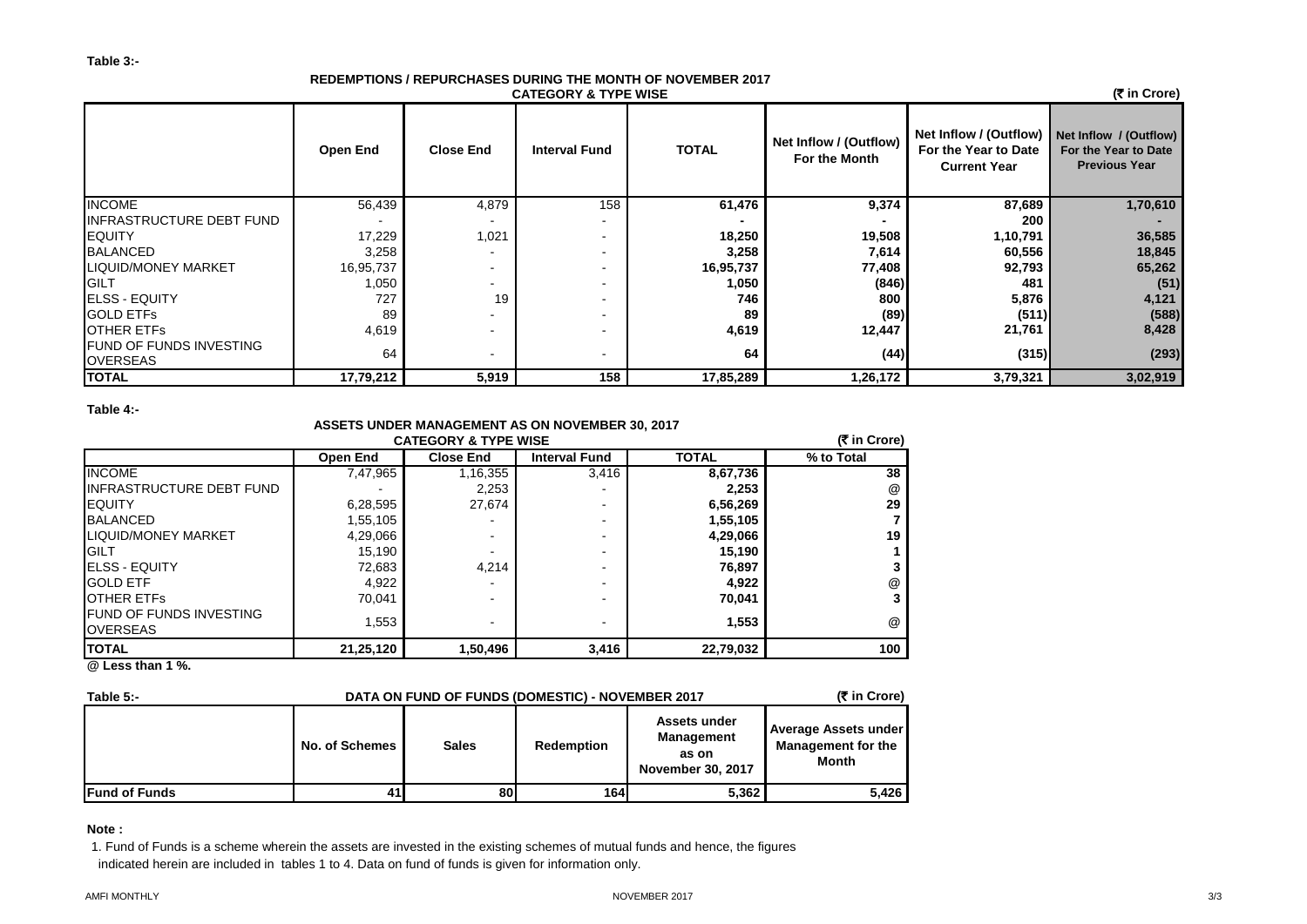**Table 3:-**

**REDEMPTIONS / REPURCHASES DURING THE MONTH OF NOVEMBER 2017**
**CATEGORY & TYPE WISE**

**(₹ in Crore)**

| | Open End | Close End | Interval Fund | TOTAL | Net Inflow / (Outflow) For the Month | Net Inflow / (Outflow) For the Year to Date Current Year | Net Inflow / (Outflow) For the Year to Date Previous Year |
|---|---|---|---|---|---|---|---|
| INCOME | 56,439 | 4,879 | 158 | 61,476 | 9,374 | 87,689 | 1,70,610 |
| INFRASTRUCTURE DEBT FUND | - | - | - | - | - | 200 | - |
| EQUITY | 17,229 | 1,021 | - | 18,250 | 19,508 | 1,10,791 | 36,585 |
| BALANCED | 3,258 | - | - | 3,258 | 7,614 | 60,556 | 18,845 |
| LIQUID/MONEY MARKET | 16,95,737 | - | - | 16,95,737 | 77,408 | 92,793 | 65,262 |
| GILT | 1,050 | - | - | 1,050 | (846) | 481 | (51) |
| ELSS - EQUITY | 727 | 19 | - | 746 | 800 | 5,876 | 4,121 |
| GOLD ETFs | 89 | - | - | 89 | (89) | (511) | (588) |
| OTHER ETFs | 4,619 | - | - | 4,619 | 12,447 | 21,761 | 8,428 |
| FUND OF FUNDS INVESTING OVERSEAS | 64 | - | - | 64 | (44) | (315) | (293) |
| **TOTAL** | **17,79,212** | **5,919** | **158** | **17,85,289** | **1,26,172** | **3,79,321** | **3,02,919** |

**Table 4:-**

**ASSETS UNDER MANAGEMENT AS ON NOVEMBER 30, 2017**
**CATEGORY & TYPE WISE**

**(₹ in Crore)**

| | Open End | Close End | Interval Fund | TOTAL | % to Total |
|---|---|---|---|---|---|
| INCOME | 7,47,965 | 1,16,355 | 3,416 | 8,67,736 | 38 |
| INFRASTRUCTURE DEBT FUND | - | 2,253 | - | 2,253 | @ |
| EQUITY | 6,28,595 | 27,674 | - | 6,56,269 | 29 |
| BALANCED | 1,55,105 | - | - | 1,55,105 | 7 |
| LIQUID/MONEY MARKET | 4,29,066 | - | - | 4,29,066 | 19 |
| GILT | 15,190 | - | - | 15,190 | 1 |
| ELSS - EQUITY | 72,683 | 4,214 | - | 76,897 | 3 |
| GOLD ETF | 4,922 | - | - | 4,922 | @ |
| OTHER ETFs | 70,041 | - | - | 70,041 | 3 |
| FUND OF FUNDS INVESTING OVERSEAS | 1,553 | - | - | 1,553 | @ |
| **TOTAL** | **21,25,120** | **1,50,496** | **3,416** | **22,79,032** | **100** |

**@ Less than 1 %.**

**Table 5:-**

**DATA ON FUND OF FUNDS (DOMESTIC) - NOVEMBER 2017**

**(₹ in Crore)**

| | No. of Schemes | Sales | Redemption | Assets under Management as on November 30, 2017 | Average Assets under Management for the Month |
|---|---|---|---|---|---|
| **Fund of Funds** | 41 | 80 | 164 | 5,362 | 5,426 |

**Note :**

1. Fund of Funds is a scheme wherein the assets are invested in the existing schemes of mutual funds and hence, the figures indicated herein are included in tables 1 to 4. Data on fund of funds is given for information only.